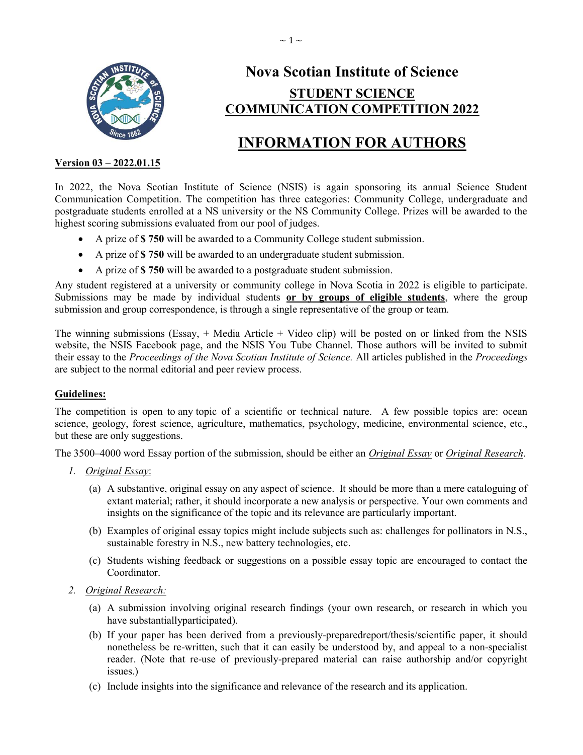# Nova Scotian Institute of Science

## STUDENT SCIENCE COMMUNICATION COMPETITION 2022

# INFORMATION FOR AUTHORS

**Version 03 – 2022.01.15**

In 2022, the Nova Scotian Institute of Science (NSIS) is again sponsoring its annual Science Student Communication Competition. The competition has three categories: Community College, undergraduate and postgraduate students enrolled at a NS university or the NS Community College. Prizes will be awarded to the highest scoring submissions evaluated from our pool of judges.

- A prize of **$ 750** will be awarded to a Community College student submission.
- A prize of **$ 750** will be awarded to an undergraduate student submission.
- A prize of **$ 750** will be awarded to a postgraduate student submission.

Any student registered at a university or community college in Nova Scotia in 2022 is eligible to participate. Submissions may be made by individual students **or by groups of eligible students**, where the group submission and group correspondence, is through a single representative of the group or team.

The winning submissions (Essay, + Media Article + Video clip) will be posted on or linked from the NSIS website, the NSIS Facebook page, and the NSIS You Tube Channel. Those authors will be invited to submit their essay to the *Proceedings of the Nova Scotian Institute of Science.* All articles published in the *Proceedings* are subject to the normal editorial and peer review process.

**Guidelines:**

The competition is open to any topic of a scientific or technical nature. A few possible topics are: ocean science, geology, forest science, agriculture, mathematics, psychology, medicine, environmental science, etc., but these are only suggestions.

The 3500–4000 word Essay portion of the submission, should be either an *Original Essay* or *Original Research*.

1. *Original Essay*:
   (a) A substantive, original essay on any aspect of science. It should be more than a mere cataloguing of extant material; rather, it should incorporate a new analysis or perspective. Your own comments and insights on the significance of the topic and its relevance are particularly important.
   (b) Examples of original essay topics might include subjects such as: challenges for pollinators in N.S., sustainable forestry in N.S., new battery technologies, etc.
   (c) Students wishing feedback or suggestions on a possible essay topic are encouraged to contact the Coordinator.
2. *Original Research:*
   (a) A submission involving original research findings (your own research, or research in which you have substantiallyparticipated).
   (b) If your paper has been derived from a previously-preparedreport/thesis/scientific paper, it should nonetheless be re-written, such that it can easily be understood by, and appeal to a non-specialist reader. (Note that re-use of previously-prepared material can raise authorship and/or copyright issues.)
   (c) Include insights into the significance and relevance of the research and its application.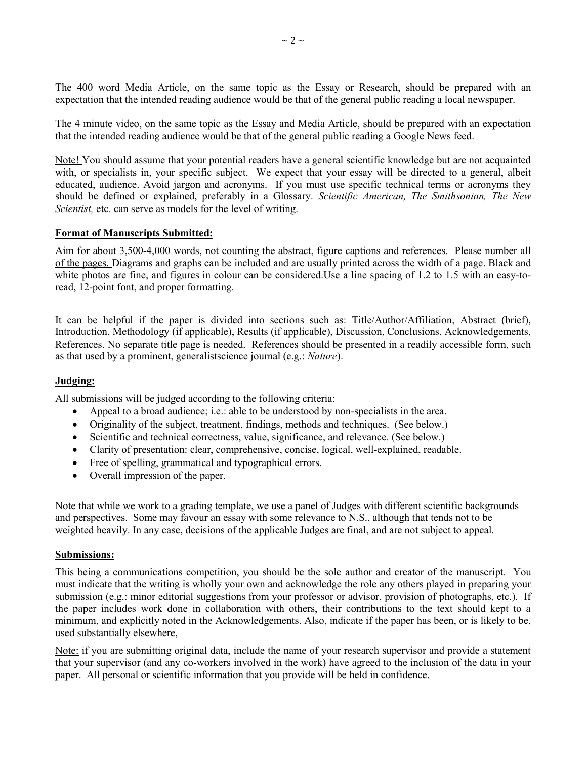The 400 word Media Article, on the same topic as the Essay or Research, should be prepared with an expectation that the intended reading audience would be that of the general public reading a local newspaper.

The 4 minute video, on the same topic as the Essay and Media Article, should be prepared with an expectation that the intended reading audience would be that of the general public reading a Google News feed.

<u>Note!</u> You should assume that your potential readers have a general scientific knowledge but are not acquainted with, or specialists in, your specific subject. We expect that your essay will be directed to a general, albeit educated, audience. Avoid jargon and acronyms. If you must use specific technical terms or acronyms they should be defined or explained, preferably in a Glossary. *Scientific American, The Smithsonian, The New Scientist,* etc. can serve as models for the level of writing.

## Format of Manuscripts Submitted:

Aim for about 3,500-4,000 words, not counting the abstract, figure captions and references. <u>Please number all of the pages.</u> Diagrams and graphs can be included and are usually printed across the width of a page. Black and white photos are fine, and figures in colour can be considered.Use a line spacing of 1.2 to 1.5 with an easy-to-read, 12-point font, and proper formatting.

It can be helpful if the paper is divided into sections such as: Title/Author/Affiliation, Abstract (brief), Introduction, Methodology (if applicable), Results (if applicable), Discussion, Conclusions, Acknowledgements, References. No separate title page is needed. References should be presented in a readily accessible form, such as that used by a prominent, generalistscience journal (e.g.: *Nature*).

## Judging:

All submissions will be judged according to the following criteria:

- Appeal to a broad audience; i.e.: able to be understood by non-specialists in the area.
- Originality of the subject, treatment, findings, methods and techniques. (See below.)
- Scientific and technical correctness, value, significance, and relevance. (See below.)
- Clarity of presentation: clear, comprehensive, concise, logical, well-explained, readable.
- Free of spelling, grammatical and typographical errors.
- Overall impression of the paper.

Note that while we work to a grading template, we use a panel of Judges with different scientific backgrounds and perspectives. Some may favour an essay with some relevance to N.S., although that tends not to be weighted heavily. In any case, decisions of the applicable Judges are final, and are not subject to appeal.

## Submissions:

This being a communications competition, you should be the <u>sole</u> author and creator of the manuscript. You must indicate that the writing is wholly your own and acknowledge the role any others played in preparing your submission (e.g.: minor editorial suggestions from your professor or advisor, provision of photographs, etc.). If the paper includes work done in collaboration with others, their contributions to the text should kept to a minimum, and explicitly noted in the Acknowledgements. Also, indicate if the paper has been, or is likely to be, used substantially elsewhere,

<u>Note:</u> if you are submitting original data, include the name of your research supervisor and provide a statement that your supervisor (and any co-workers involved in the work) have agreed to the inclusion of the data in your paper. All personal or scientific information that you provide will be held in confidence.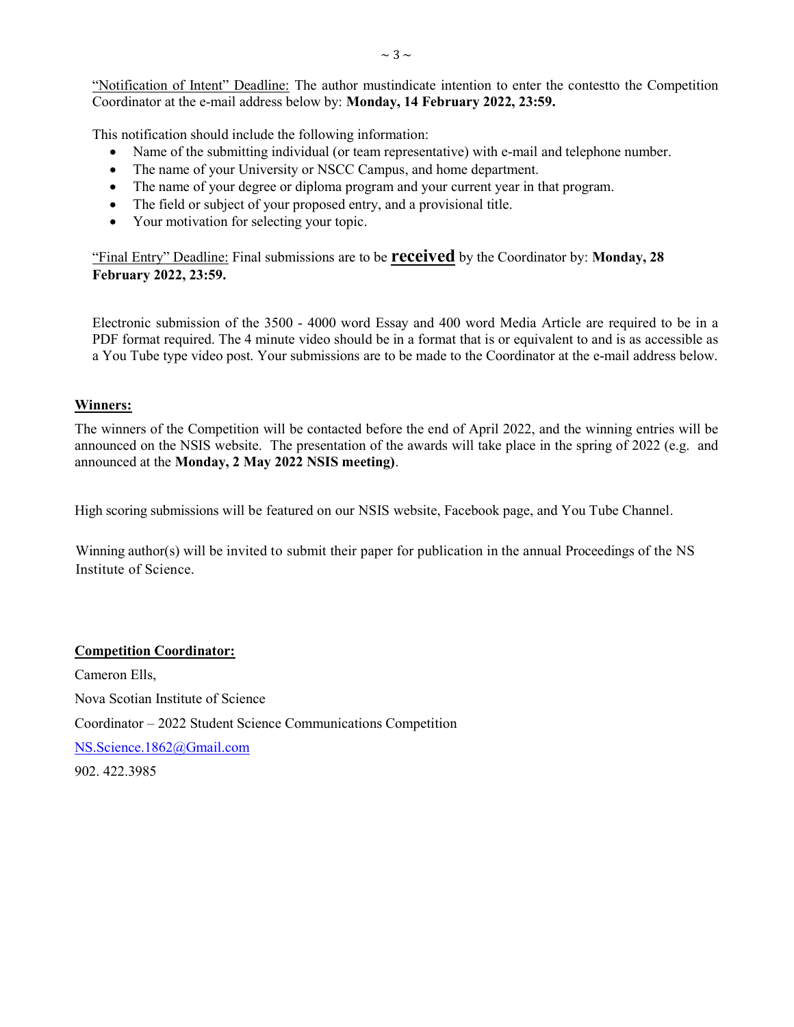"Notification of Intent" Deadline: The author mustindicate intention to enter the contestto the Competition Coordinator at the e-mail address below by: **Monday, 14 February 2022, 23:59.**

This notification should include the following information:

- Name of the submitting individual (or team representative) with e-mail and telephone number.
- The name of your University or NSCC Campus, and home department.
- The name of your degree or diploma program and your current year in that program.
- The field or subject of your proposed entry, and a provisional title.
- Your motivation for selecting your topic.

"Final Entry" Deadline: Final submissions are to be **received** by the Coordinator by: **Monday, 28 February 2022, 23:59.**

Electronic submission of the 3500 - 4000 word Essay and 400 word Media Article are required to be in a PDF format required. The 4 minute video should be in a format that is or equivalent to and is as accessible as a You Tube type video post. Your submissions are to be made to the Coordinator at the e-mail address below.

**Winners:**

The winners of the Competition will be contacted before the end of April 2022, and the winning entries will be announced on the NSIS website. The presentation of the awards will take place in the spring of 2022 (e.g. and announced at the **Monday, 2 May 2022 NSIS meeting)**.

High scoring submissions will be featured on our NSIS website, Facebook page, and You Tube Channel.

Winning author(s) will be invited to submit their paper for publication in the annual Proceedings of the NS Institute of Science.

**Competition Coordinator:**

Cameron Ells,

Nova Scotian Institute of Science

Coordinator – 2022 Student Science Communications Competition

NS.Science.1862@Gmail.com

902. 422.3985